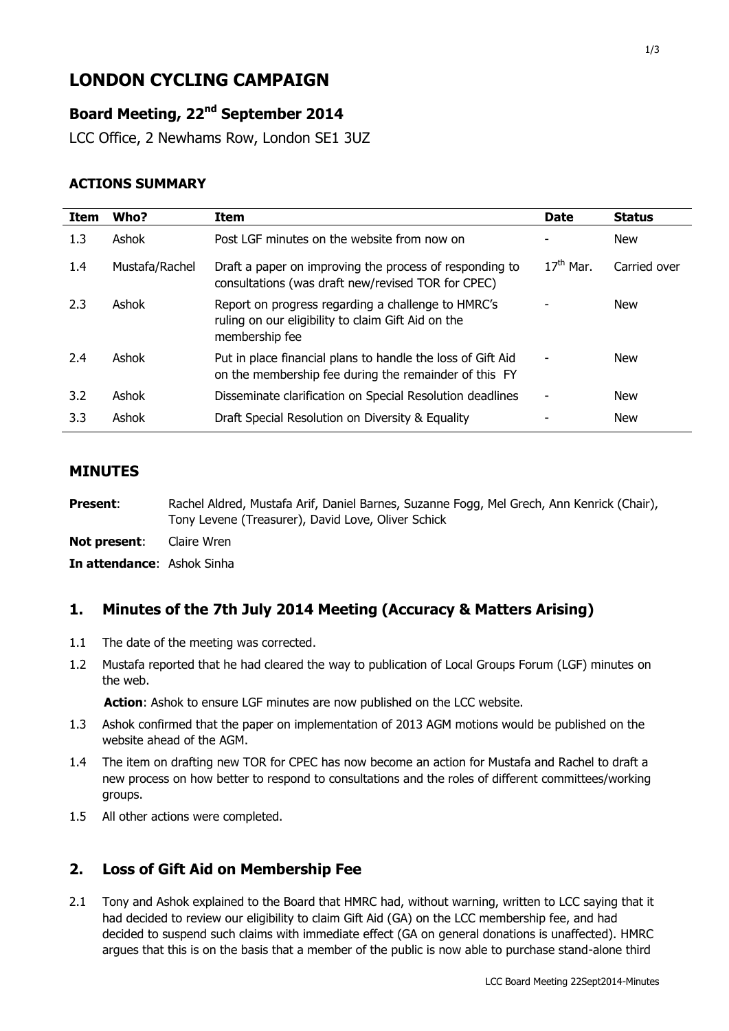# LONDON CYCLING CAMPAIGN

## Board Meeting, 22nd September 2014

LCC Office, 2 Newhams Row, London SE1 3UZ

### ACTIONS SUMMARY

| Item | Who? | Item | Date | Status |
|---|---|---|---|---|
| 1.3 | Ashok | Post LGF minutes on the website from now on | - | New |
| 1.4 | Mustafa/Rachel | Draft a paper on improving the process of responding to consultations (was draft new/revised TOR for CPEC) | 17th Mar. | Carried over |
| 2.3 | Ashok | Report on progress regarding a challenge to HMRC's ruling on our eligibility to claim Gift Aid on the membership fee | - | New |
| 2.4 | Ashok | Put in place financial plans to handle the loss of Gift Aid on the membership fee during the remainder of this FY | - | New |
| 3.2 | Ashok | Disseminate clarification on Special Resolution deadlines | - | New |
| 3.3 | Ashok | Draft Special Resolution on Diversity & Equality | - | New |

## MINUTES

**Present**: Rachel Aldred, Mustafa Arif, Daniel Barnes, Suzanne Fogg, Mel Grech, Ann Kenrick (Chair), Tony Levene (Treasurer), David Love, Oliver Schick

**Not present**: Claire Wren

**In attendance**: Ashok Sinha

## 1. Minutes of the 7th July 2014 Meeting (Accuracy & Matters Arising)

1.1 The date of the meeting was corrected.

1.2 Mustafa reported that he had cleared the way to publication of Local Groups Forum (LGF) minutes on the web.

**Action**: Ashok to ensure LGF minutes are now published on the LCC website.

1.3 Ashok confirmed that the paper on implementation of 2013 AGM motions would be published on the website ahead of the AGM.

1.4 The item on drafting new TOR for CPEC has now become an action for Mustafa and Rachel to draft a new process on how better to respond to consultations and the roles of different committees/working groups.

1.5 All other actions were completed.

## 2. Loss of Gift Aid on Membership Fee

2.1 Tony and Ashok explained to the Board that HMRC had, without warning, written to LCC saying that it had decided to review our eligibility to claim Gift Aid (GA) on the LCC membership fee, and had decided to suspend such claims with immediate effect (GA on general donations is unaffected). HMRC argues that this is on the basis that a member of the public is now able to purchase stand-alone third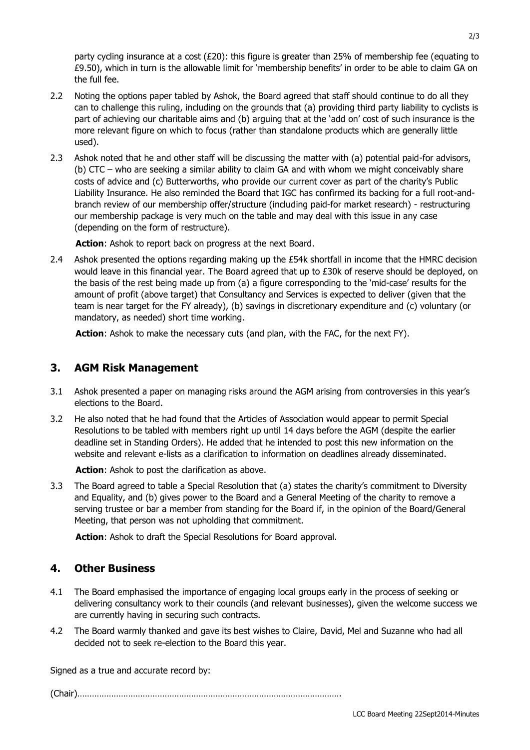party cycling insurance at a cost (£20): this figure is greater than 25% of membership fee (equating to £9.50), which in turn is the allowable limit for 'membership benefits' in order to be able to claim GA on the full fee.

2.2 Noting the options paper tabled by Ashok, the Board agreed that staff should continue to do all they can to challenge this ruling, including on the grounds that (a) providing third party liability to cyclists is part of achieving our charitable aims and (b) arguing that at the 'add on' cost of such insurance is the more relevant figure on which to focus (rather than standalone products which are generally little used).

2.3 Ashok noted that he and other staff will be discussing the matter with (a) potential paid-for advisors, (b) CTC – who are seeking a similar ability to claim GA and with whom we might conceivably share costs of advice and (c) Butterworths, who provide our current cover as part of the charity's Public Liability Insurance. He also reminded the Board that IGC has confirmed its backing for a full root-and-branch review of our membership offer/structure (including paid-for market research) - restructuring our membership package is very much on the table and may deal with this issue in any case (depending on the form of restructure).

**Action**: Ashok to report back on progress at the next Board.

2.4 Ashok presented the options regarding making up the £54k shortfall in income that the HMRC decision would leave in this financial year. The Board agreed that up to £30k of reserve should be deployed, on the basis of the rest being made up from (a) a figure corresponding to the 'mid-case' results for the amount of profit (above target) that Consultancy and Services is expected to deliver (given that the team is near target for the FY already), (b) savings in discretionary expenditure and (c) voluntary (or mandatory, as needed) short time working.

**Action**: Ashok to make the necessary cuts (and plan, with the FAC, for the next FY).

## 3. AGM Risk Management

3.1 Ashok presented a paper on managing risks around the AGM arising from controversies in this year's elections to the Board.

3.2 He also noted that he had found that the Articles of Association would appear to permit Special Resolutions to be tabled with members right up until 14 days before the AGM (despite the earlier deadline set in Standing Orders). He added that he intended to post this new information on the website and relevant e-lists as a clarification to information on deadlines already disseminated.

**Action**: Ashok to post the clarification as above.

3.3 The Board agreed to table a Special Resolution that (a) states the charity's commitment to Diversity and Equality, and (b) gives power to the Board and a General Meeting of the charity to remove a serving trustee or bar a member from standing for the Board if, in the opinion of the Board/General Meeting, that person was not upholding that commitment.

**Action**: Ashok to draft the Special Resolutions for Board approval.

## 4. Other Business

4.1 The Board emphasised the importance of engaging local groups early in the process of seeking or delivering consultancy work to their councils (and relevant businesses), given the welcome success we are currently having in securing such contracts.

4.2 The Board warmly thanked and gave its best wishes to Claire, David, Mel and Suzanne who had all decided not to seek re-election to the Board this year.

Signed as a true and accurate record by:

(Chair)……………………………………………………………………………………………….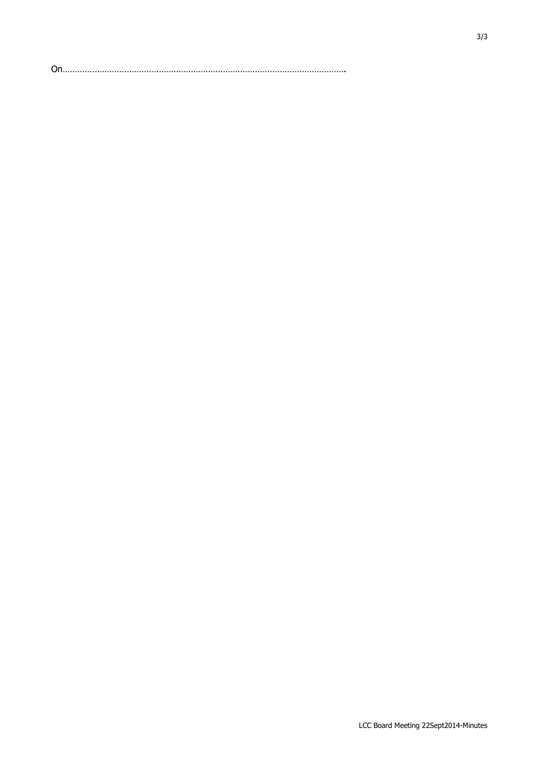On…………………………………………………………………………………………………….